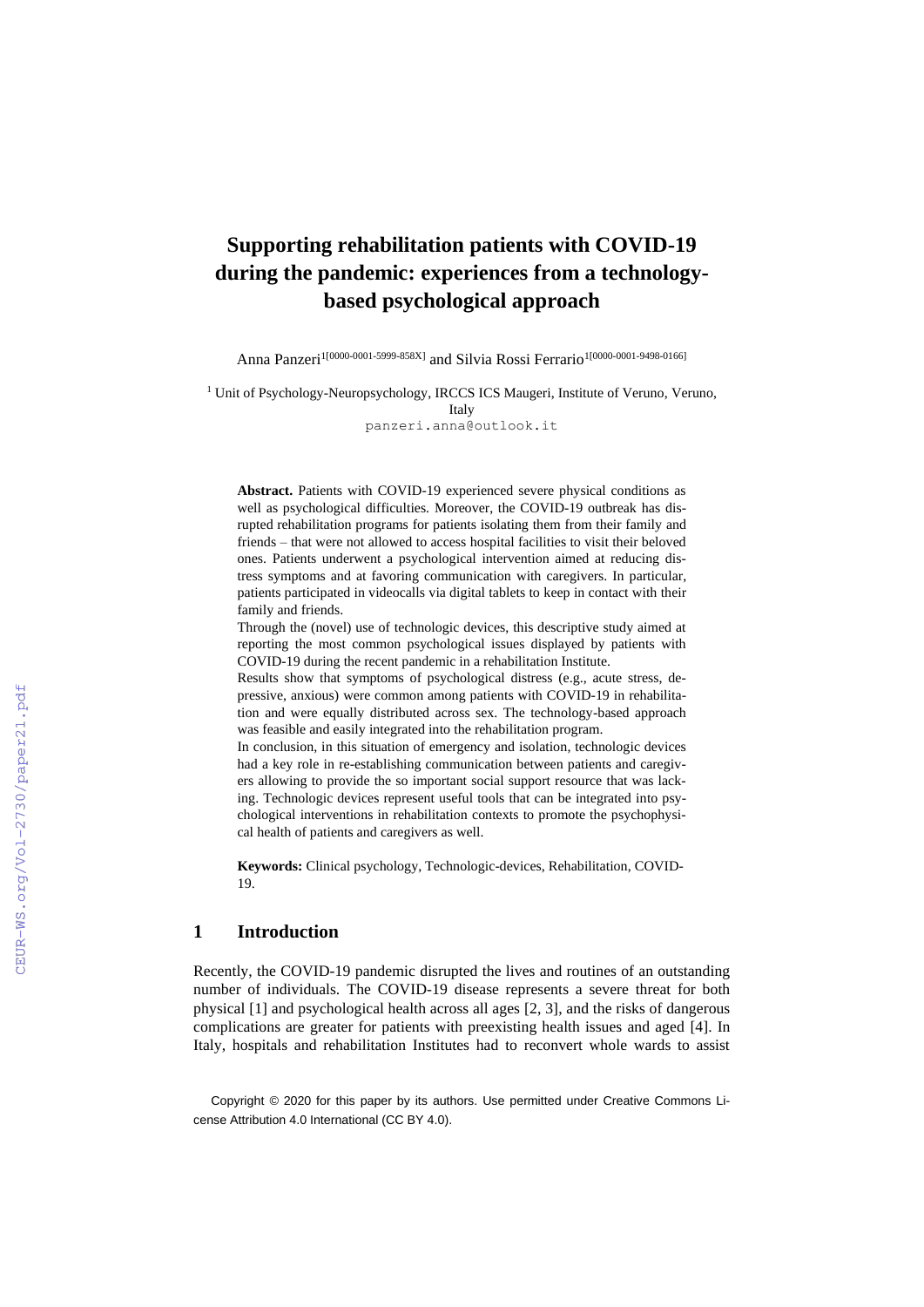# Supporting rehabilitation patients with COVID-19 during the pandemic: experiences from a technology-based psychological approach

Anna Panzeri[1][0000-0001-5999-858X] and Silvia Rossi Ferrario[1][0000-0001-9498-0166]

[1] Unit of Psychology-Neuropsychology, IRCCS ICS Maugeri, Institute of Veruno, Veruno, Italy
panzeri.anna@outlook.it

**Abstract.** Patients with COVID-19 experienced severe physical conditions as well as psychological difficulties. Moreover, the COVID-19 outbreak has disrupted rehabilitation programs for patients isolating them from their family and friends – that were not allowed to access hospital facilities to visit their beloved ones. Patients underwent a psychological intervention aimed at reducing distress symptoms and at favoring communication with caregivers. In particular, patients participated in videocalls via digital tablets to keep in contact with their family and friends.

Through the (novel) use of technologic devices, this descriptive study aimed at reporting the most common psychological issues displayed by patients with COVID-19 during the recent pandemic in a rehabilitation Institute.

Results show that symptoms of psychological distress (e.g., acute stress, depressive, anxious) were common among patients with COVID-19 in rehabilitation and were equally distributed across sex. The technology-based approach was feasible and easily integrated into the rehabilitation program.

In conclusion, in this situation of emergency and isolation, technologic devices had a key role in re-establishing communication between patients and caregivers allowing to provide the so important social support resource that was lacking. Technologic devices represent useful tools that can be integrated into psychological interventions in rehabilitation contexts to promote the psychophysical health of patients and caregivers as well.

**Keywords:** Clinical psychology, Technologic-devices, Rehabilitation, COVID-19.

## 1 Introduction

Recently, the COVID-19 pandemic disrupted the lives and routines of an outstanding number of individuals. The COVID-19 disease represents a severe threat for both physical [1] and psychological health across all ages [2, 3], and the risks of dangerous complications are greater for patients with preexisting health issues and aged [4]. In Italy, hospitals and rehabilitation Institutes had to reconvert whole wards to assist

Copyright © 2020 for this paper by its authors. Use permitted under Creative Commons License Attribution 4.0 International (CC BY 4.0).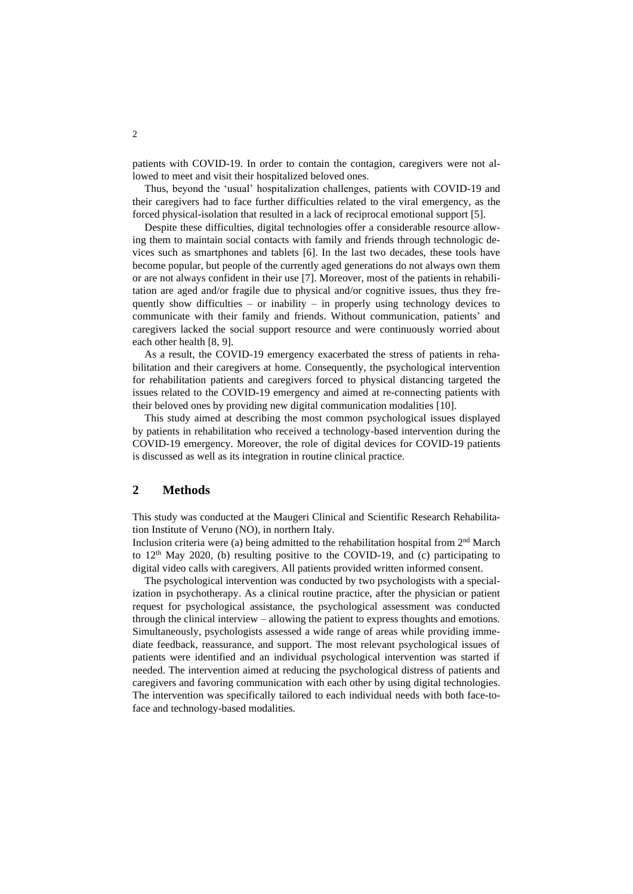patients with COVID-19. In order to contain the contagion, caregivers were not allowed to meet and visit their hospitalized beloved ones.

Thus, beyond the 'usual' hospitalization challenges, patients with COVID-19 and their caregivers had to face further difficulties related to the viral emergency, as the forced physical-isolation that resulted in a lack of reciprocal emotional support [5].

Despite these difficulties, digital technologies offer a considerable resource allowing them to maintain social contacts with family and friends through technologic devices such as smartphones and tablets [6]. In the last two decades, these tools have become popular, but people of the currently aged generations do not always own them or are not always confident in their use [7]. Moreover, most of the patients in rehabilitation are aged and/or fragile due to physical and/or cognitive issues, thus they frequently show difficulties – or inability – in properly using technology devices to communicate with their family and friends. Without communication, patients' and caregivers lacked the social support resource and were continuously worried about each other health [8, 9].

As a result, the COVID-19 emergency exacerbated the stress of patients in rehabilitation and their caregivers at home. Consequently, the psychological intervention for rehabilitation patients and caregivers forced to physical distancing targeted the issues related to the COVID-19 emergency and aimed at re-connecting patients with their beloved ones by providing new digital communication modalities [10].

This study aimed at describing the most common psychological issues displayed by patients in rehabilitation who received a technology-based intervention during the COVID-19 emergency. Moreover, the role of digital devices for COVID-19 patients is discussed as well as its integration in routine clinical practice.

## 2 Methods

This study was conducted at the Maugeri Clinical and Scientific Research Rehabilitation Institute of Veruno (NO), in northern Italy.

Inclusion criteria were (a) being admitted to the rehabilitation hospital from 2nd March to 12th May 2020, (b) resulting positive to the COVID-19, and (c) participating to digital video calls with caregivers. All patients provided written informed consent.

The psychological intervention was conducted by two psychologists with a specialization in psychotherapy. As a clinical routine practice, after the physician or patient request for psychological assistance, the psychological assessment was conducted through the clinical interview – allowing the patient to express thoughts and emotions. Simultaneously, psychologists assessed a wide range of areas while providing immediate feedback, reassurance, and support. The most relevant psychological issues of patients were identified and an individual psychological intervention was started if needed. The intervention aimed at reducing the psychological distress of patients and caregivers and favoring communication with each other by using digital technologies. The intervention was specifically tailored to each individual needs with both face-to-face and technology-based modalities.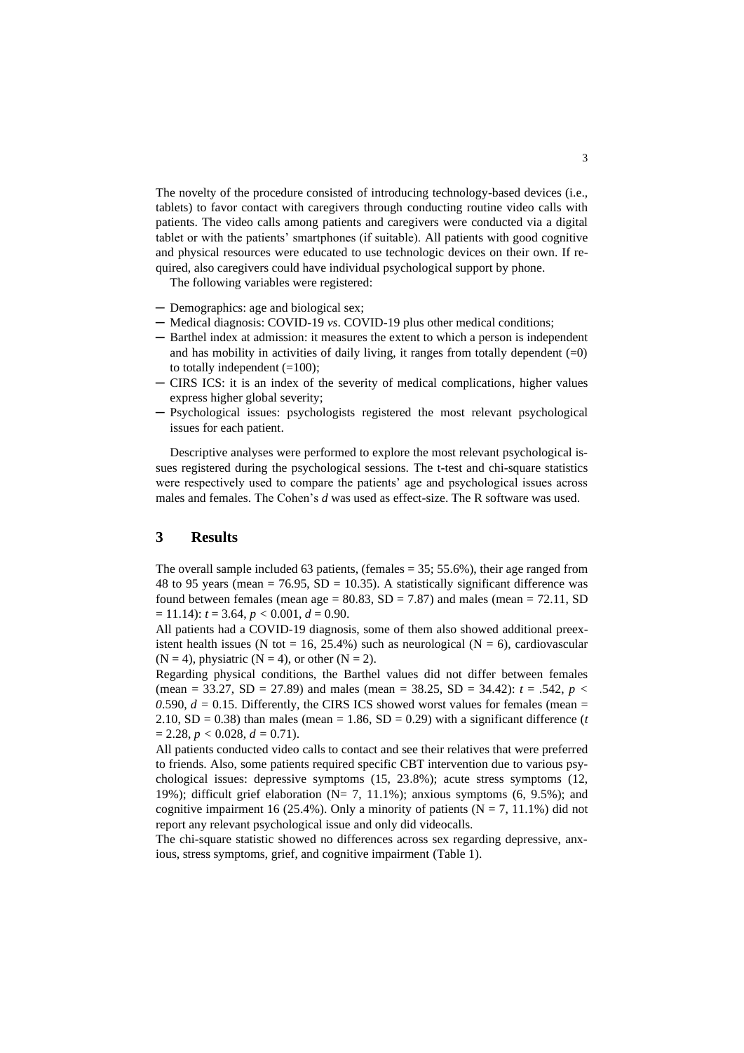The novelty of the procedure consisted of introducing technology-based devices (i.e., tablets) to favor contact with caregivers through conducting routine video calls with patients. The video calls among patients and caregivers were conducted via a digital tablet or with the patients' smartphones (if suitable). All patients with good cognitive and physical resources were educated to use technologic devices on their own. If required, also caregivers could have individual psychological support by phone.

The following variables were registered:

- Demographics: age and biological sex;
- Medical diagnosis: COVID-19 *vs*. COVID-19 plus other medical conditions;
- Barthel index at admission: it measures the extent to which a person is independent and has mobility in activities of daily living, it ranges from totally dependent (=0) to totally independent (=100);
- CIRS ICS: it is an index of the severity of medical complications, higher values express higher global severity;
- Psychological issues: psychologists registered the most relevant psychological issues for each patient.

Descriptive analyses were performed to explore the most relevant psychological issues registered during the psychological sessions. The t-test and chi-square statistics were respectively used to compare the patients' age and psychological issues across males and females. The Cohen's *d* was used as effect-size. The R software was used.

## 3 Results

The overall sample included 63 patients, (females = 35; 55.6%), their age ranged from 48 to 95 years (mean = 76.95, SD = 10.35). A statistically significant difference was found between females (mean age = 80.83, SD = 7.87) and males (mean = 72.11, SD = 11.14): $t = 3.64$, $p < 0.001$, $d = 0.90$.

All patients had a COVID-19 diagnosis, some of them also showed additional preexistent health issues (N tot = 16, 25.4%) such as neurological (N = 6), cardiovascular (N = 4), physiatric (N = 4), or other (N = 2).

Regarding physical conditions, the Barthel values did not differ between females (mean = 33.27, SD = 27.89) and males (mean = 38.25, SD = 34.42): $t = .542$, $p < 0.590$, $d = 0.15$. Differently, the CIRS ICS showed worst values for females (mean = 2.10, SD = 0.38) than males (mean = 1.86, SD = 0.29) with a significant difference ($t = 2.28$, $p < 0.028$, $d = 0.71$).

All patients conducted video calls to contact and see their relatives that were preferred to friends. Also, some patients required specific CBT intervention due to various psychological issues: depressive symptoms (15, 23.8%); acute stress symptoms (12, 19%); difficult grief elaboration (N= 7, 11.1%); anxious symptoms (6, 9.5%); and cognitive impairment 16 (25.4%). Only a minority of patients (N = 7, 11.1%) did not report any relevant psychological issue and only did videocalls.

The chi-square statistic showed no differences across sex regarding depressive, anxious, stress symptoms, grief, and cognitive impairment (Table 1).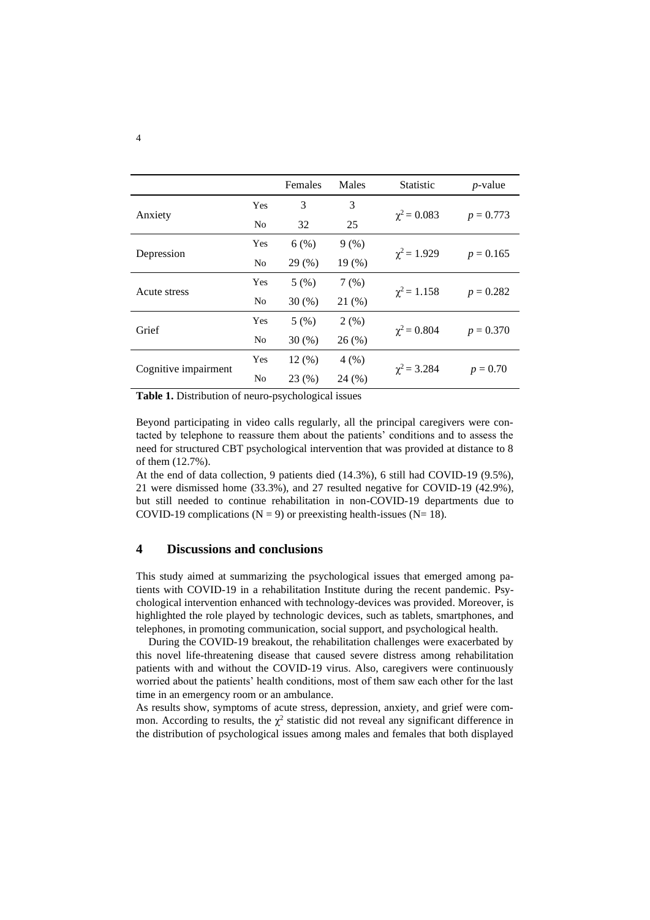|  |  | Females | Males | Statistic | *p*-value |
|---|---|---|---|---|---|
| Anxiety | Yes | 3 | 3 | $\chi^2 = 0.083$ | $p = 0.773$ |
|  | No | 32 | 25 |  |  |
| Depression | Yes | 6 (%) | 9 (%) | $\chi^2 = 1.929$ | $p = 0.165$ |
|  | No | 29 (%) | 19 (%) |  |  |
| Acute stress | Yes | 5 (%) | 7 (%) | $\chi^2 = 1.158$ | $p = 0.282$ |
|  | No | 30 (%) | 21 (%) |  |  |
| Grief | Yes | 5 (%) | 2 (%) | $\chi^2 = 0.804$ | $p = 0.370$ |
|  | No | 30 (%) | 26 (%) |  |  |
| Cognitive impairment | Yes | 12 (%) | 4 (%) | $\chi^2 = 3.284$ | $p = 0.70$ |
|  | No | 23 (%) | 24 (%) |  |  |

**Table 1.** Distribution of neuro-psychological issues

Beyond participating in video calls regularly, all the principal caregivers were contacted by telephone to reassure them about the patients' conditions and to assess the need for structured CBT psychological intervention that was provided at distance to 8 of them (12.7%).

At the end of data collection, 9 patients died (14.3%), 6 still had COVID-19 (9.5%), 21 were dismissed home (33.3%), and 27 resulted negative for COVID-19 (42.9%), but still needed to continue rehabilitation in non-COVID-19 departments due to COVID-19 complications ($N = 9$) or preexisting health-issues ($N= 18$).

## 4 Discussions and conclusions

This study aimed at summarizing the psychological issues that emerged among patients with COVID-19 in a rehabilitation Institute during the recent pandemic. Psychological intervention enhanced with technology-devices was provided. Moreover, is highlighted the role played by technologic devices, such as tablets, smartphones, and telephones, in promoting communication, social support, and psychological health.

During the COVID-19 breakout, the rehabilitation challenges were exacerbated by this novel life-threatening disease that caused severe distress among rehabilitation patients with and without the COVID-19 virus. Also, caregivers were continuously worried about the patients' health conditions, most of them saw each other for the last time in an emergency room or an ambulance.

As results show, symptoms of acute stress, depression, anxiety, and grief were common. According to results, the $\chi^2$ statistic did not reveal any significant difference in the distribution of psychological issues among males and females that both displayed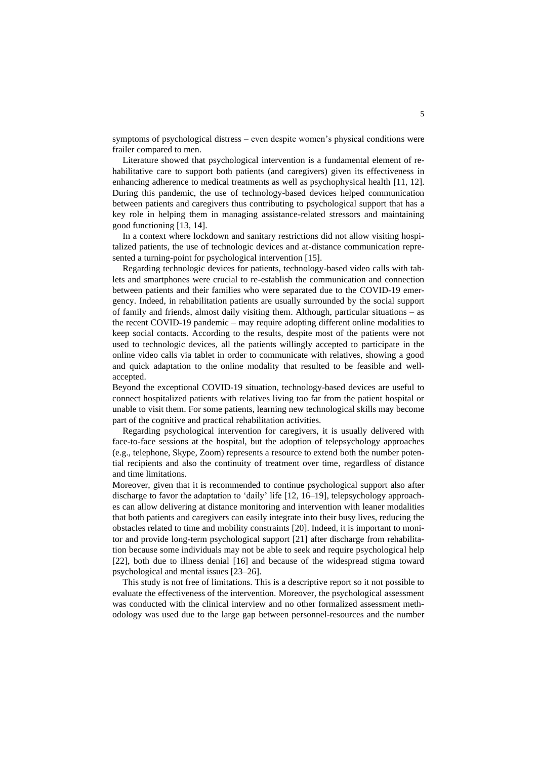symptoms of psychological distress – even despite women's physical conditions were frailer compared to men.

Literature showed that psychological intervention is a fundamental element of rehabilitative care to support both patients (and caregivers) given its effectiveness in enhancing adherence to medical treatments as well as psychophysical health [11, 12]. During this pandemic, the use of technology-based devices helped communication between patients and caregivers thus contributing to psychological support that has a key role in helping them in managing assistance-related stressors and maintaining good functioning [13, 14].

In a context where lockdown and sanitary restrictions did not allow visiting hospitalized patients, the use of technologic devices and at-distance communication represented a turning-point for psychological intervention [15].

Regarding technologic devices for patients, technology-based video calls with tablets and smartphones were crucial to re-establish the communication and connection between patients and their families who were separated due to the COVID-19 emergency. Indeed, in rehabilitation patients are usually surrounded by the social support of family and friends, almost daily visiting them. Although, particular situations – as the recent COVID-19 pandemic – may require adopting different online modalities to keep social contacts. According to the results, despite most of the patients were not used to technologic devices, all the patients willingly accepted to participate in the online video calls via tablet in order to communicate with relatives, showing a good and quick adaptation to the online modality that resulted to be feasible and well-accepted.

Beyond the exceptional COVID-19 situation, technology-based devices are useful to connect hospitalized patients with relatives living too far from the patient hospital or unable to visit them. For some patients, learning new technological skills may become part of the cognitive and practical rehabilitation activities.

Regarding psychological intervention for caregivers, it is usually delivered with face-to-face sessions at the hospital, but the adoption of telepsychology approaches (e.g., telephone, Skype, Zoom) represents a resource to extend both the number potential recipients and also the continuity of treatment over time, regardless of distance and time limitations.

Moreover, given that it is recommended to continue psychological support also after discharge to favor the adaptation to 'daily' life [12, 16–19], telepsychology approaches can allow delivering at distance monitoring and intervention with leaner modalities that both patients and caregivers can easily integrate into their busy lives, reducing the obstacles related to time and mobility constraints [20]. Indeed, it is important to monitor and provide long-term psychological support [21] after discharge from rehabilitation because some individuals may not be able to seek and require psychological help [22], both due to illness denial [16] and because of the widespread stigma toward psychological and mental issues [23–26].

This study is not free of limitations. This is a descriptive report so it not possible to evaluate the effectiveness of the intervention. Moreover, the psychological assessment was conducted with the clinical interview and no other formalized assessment methodology was used due to the large gap between personnel-resources and the number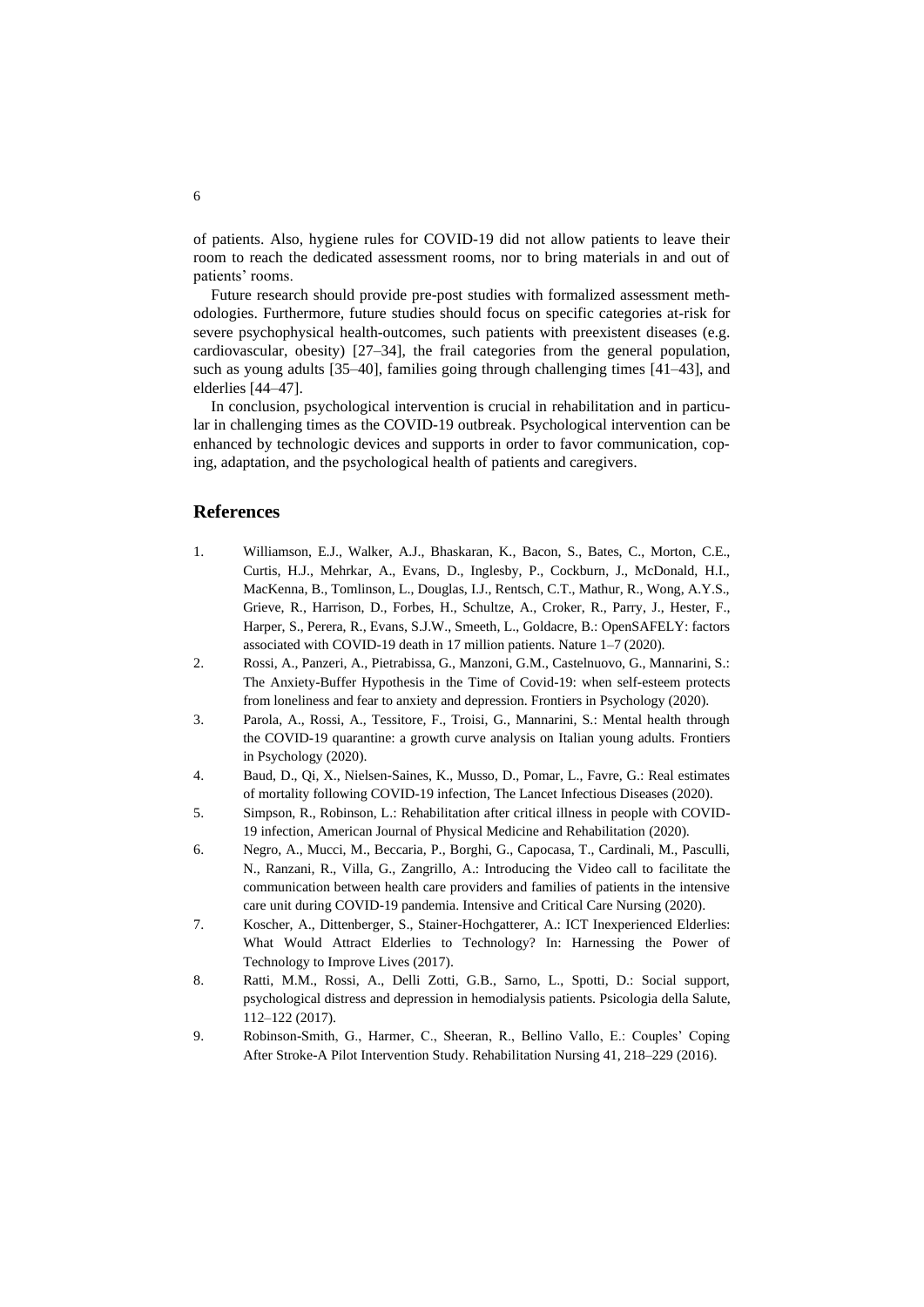of patients. Also, hygiene rules for COVID-19 did not allow patients to leave their room to reach the dedicated assessment rooms, nor to bring materials in and out of patients' rooms.

Future research should provide pre-post studies with formalized assessment methodologies. Furthermore, future studies should focus on specific categories at-risk for severe psychophysical health-outcomes, such patients with preexistent diseases (e.g. cardiovascular, obesity) [27–34], the frail categories from the general population, such as young adults [35–40], families going through challenging times [41–43], and elderlies [44–47].

In conclusion, psychological intervention is crucial in rehabilitation and in particular in challenging times as the COVID-19 outbreak. Psychological intervention can be enhanced by technologic devices and supports in order to favor communication, coping, adaptation, and the psychological health of patients and caregivers.

## References

1. Williamson, E.J., Walker, A.J., Bhaskaran, K., Bacon, S., Bates, C., Morton, C.E., Curtis, H.J., Mehrkar, A., Evans, D., Inglesby, P., Cockburn, J., McDonald, H.I., MacKenna, B., Tomlinson, L., Douglas, I.J., Rentsch, C.T., Mathur, R., Wong, A.Y.S., Grieve, R., Harrison, D., Forbes, H., Schultze, A., Croker, R., Parry, J., Hester, F., Harper, S., Perera, R., Evans, S.J.W., Smeeth, L., Goldacre, B.: OpenSAFELY: factors associated with COVID-19 death in 17 million patients. Nature 1–7 (2020).
2. Rossi, A., Panzeri, A., Pietrabissa, G., Manzoni, G.M., Castelnuovo, G., Mannarini, S.: The Anxiety-Buffer Hypothesis in the Time of Covid-19: when self-esteem protects from loneliness and fear to anxiety and depression. Frontiers in Psychology (2020).
3. Parola, A., Rossi, A., Tessitore, F., Troisi, G., Mannarini, S.: Mental health through the COVID-19 quarantine: a growth curve analysis on Italian young adults. Frontiers in Psychology (2020).
4. Baud, D., Qi, X., Nielsen-Saines, K., Musso, D., Pomar, L., Favre, G.: Real estimates of mortality following COVID-19 infection, The Lancet Infectious Diseases (2020).
5. Simpson, R., Robinson, L.: Rehabilitation after critical illness in people with COVID-19 infection, American Journal of Physical Medicine and Rehabilitation (2020).
6. Negro, A., Mucci, M., Beccaria, P., Borghi, G., Capocasa, T., Cardinali, M., Pasculli, N., Ranzani, R., Villa, G., Zangrillo, A.: Introducing the Video call to facilitate the communication between health care providers and families of patients in the intensive care unit during COVID-19 pandemia. Intensive and Critical Care Nursing (2020).
7. Koscher, A., Dittenberger, S., Stainer-Hochgatterer, A.: ICT Inexperienced Elderlies: What Would Attract Elderlies to Technology? In: Harnessing the Power of Technology to Improve Lives (2017).
8. Ratti, M.M., Rossi, A., Delli Zotti, G.B., Sarno, L., Spotti, D.: Social support, psychological distress and depression in hemodialysis patients. Psicologia della Salute, 112–122 (2017).
9. Robinson-Smith, G., Harmer, C., Sheeran, R., Bellino Vallo, E.: Couples' Coping After Stroke-A Pilot Intervention Study. Rehabilitation Nursing 41, 218–229 (2016).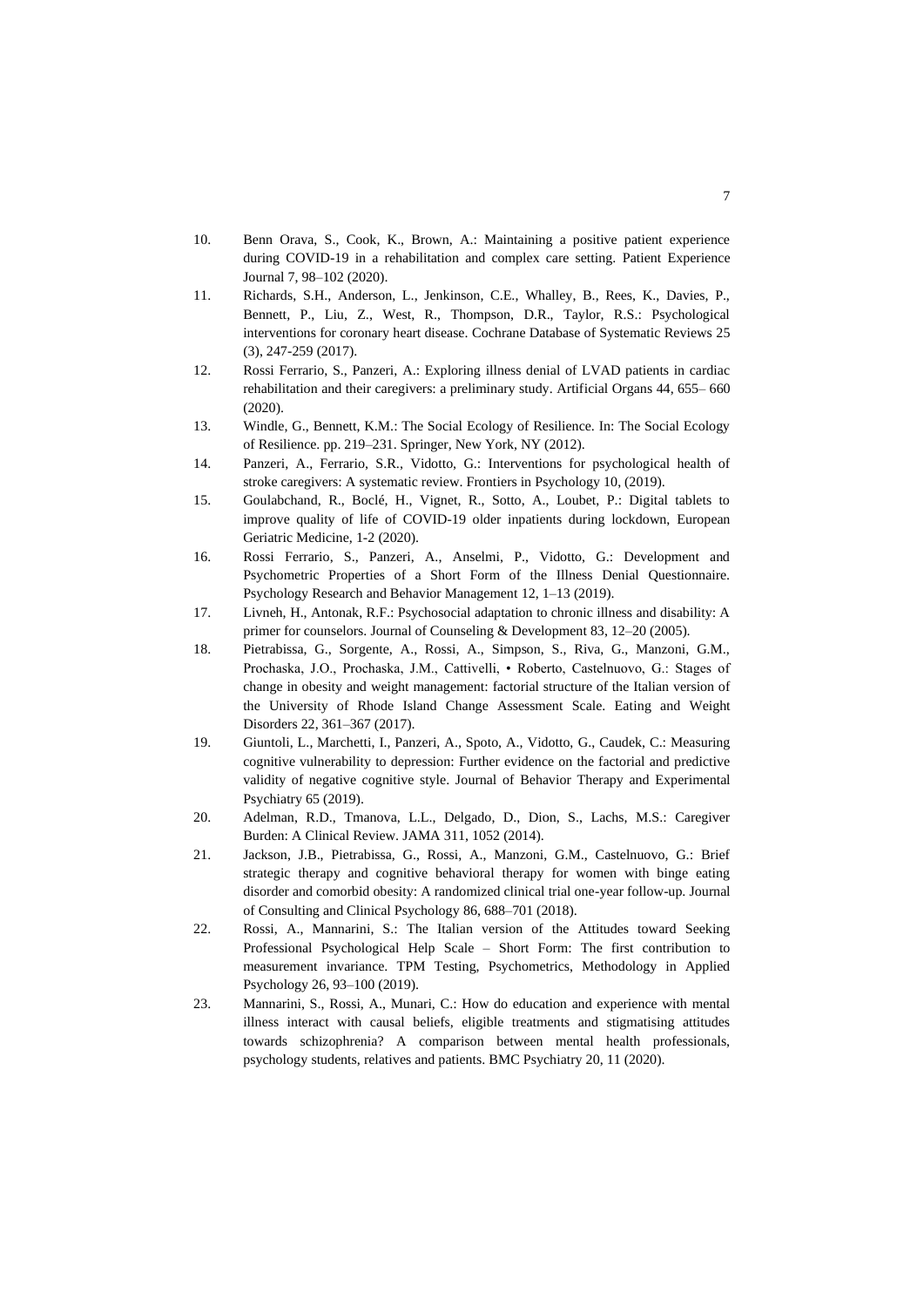10. Benn Orava, S., Cook, K., Brown, A.: Maintaining a positive patient experience during COVID-19 in a rehabilitation and complex care setting. Patient Experience Journal 7, 98–102 (2020).
11. Richards, S.H., Anderson, L., Jenkinson, C.E., Whalley, B., Rees, K., Davies, P., Bennett, P., Liu, Z., West, R., Thompson, D.R., Taylor, R.S.: Psychological interventions for coronary heart disease. Cochrane Database of Systematic Reviews 25 (3), 247-259 (2017).
12. Rossi Ferrario, S., Panzeri, A.: Exploring illness denial of LVAD patients in cardiac rehabilitation and their caregivers: a preliminary study. Artificial Organs 44, 655– 660 (2020).
13. Windle, G., Bennett, K.M.: The Social Ecology of Resilience. In: The Social Ecology of Resilience. pp. 219–231. Springer, New York, NY (2012).
14. Panzeri, A., Ferrario, S.R., Vidotto, G.: Interventions for psychological health of stroke caregivers: A systematic review. Frontiers in Psychology 10, (2019).
15. Goulabchand, R., Boclé, H., Vignet, R., Sotto, A., Loubet, P.: Digital tablets to improve quality of life of COVID-19 older inpatients during lockdown, European Geriatric Medicine, 1-2 (2020).
16. Rossi Ferrario, S., Panzeri, A., Anselmi, P., Vidotto, G.: Development and Psychometric Properties of a Short Form of the Illness Denial Questionnaire. Psychology Research and Behavior Management 12, 1–13 (2019).
17. Livneh, H., Antonak, R.F.: Psychosocial adaptation to chronic illness and disability: A primer for counselors. Journal of Counseling & Development 83, 12–20 (2005).
18. Pietrabissa, G., Sorgente, A., Rossi, A., Simpson, S., Riva, G., Manzoni, G.M., Prochaska, J.O., Prochaska, J.M., Cattivelli, • Roberto, Castelnuovo, G.: Stages of change in obesity and weight management: factorial structure of the Italian version of the University of Rhode Island Change Assessment Scale. Eating and Weight Disorders 22, 361–367 (2017).
19. Giuntoli, L., Marchetti, I., Panzeri, A., Spoto, A., Vidotto, G., Caudek, C.: Measuring cognitive vulnerability to depression: Further evidence on the factorial and predictive validity of negative cognitive style. Journal of Behavior Therapy and Experimental Psychiatry 65 (2019).
20. Adelman, R.D., Tmanova, L.L., Delgado, D., Dion, S., Lachs, M.S.: Caregiver Burden: A Clinical Review. JAMA 311, 1052 (2014).
21. Jackson, J.B., Pietrabissa, G., Rossi, A., Manzoni, G.M., Castelnuovo, G.: Brief strategic therapy and cognitive behavioral therapy for women with binge eating disorder and comorbid obesity: A randomized clinical trial one-year follow-up. Journal of Consulting and Clinical Psychology 86, 688–701 (2018).
22. Rossi, A., Mannarini, S.: The Italian version of the Attitudes toward Seeking Professional Psychological Help Scale – Short Form: The first contribution to measurement invariance. TPM Testing, Psychometrics, Methodology in Applied Psychology 26, 93–100 (2019).
23. Mannarini, S., Rossi, A., Munari, C.: How do education and experience with mental illness interact with causal beliefs, eligible treatments and stigmatising attitudes towards schizophrenia? A comparison between mental health professionals, psychology students, relatives and patients. BMC Psychiatry 20, 11 (2020).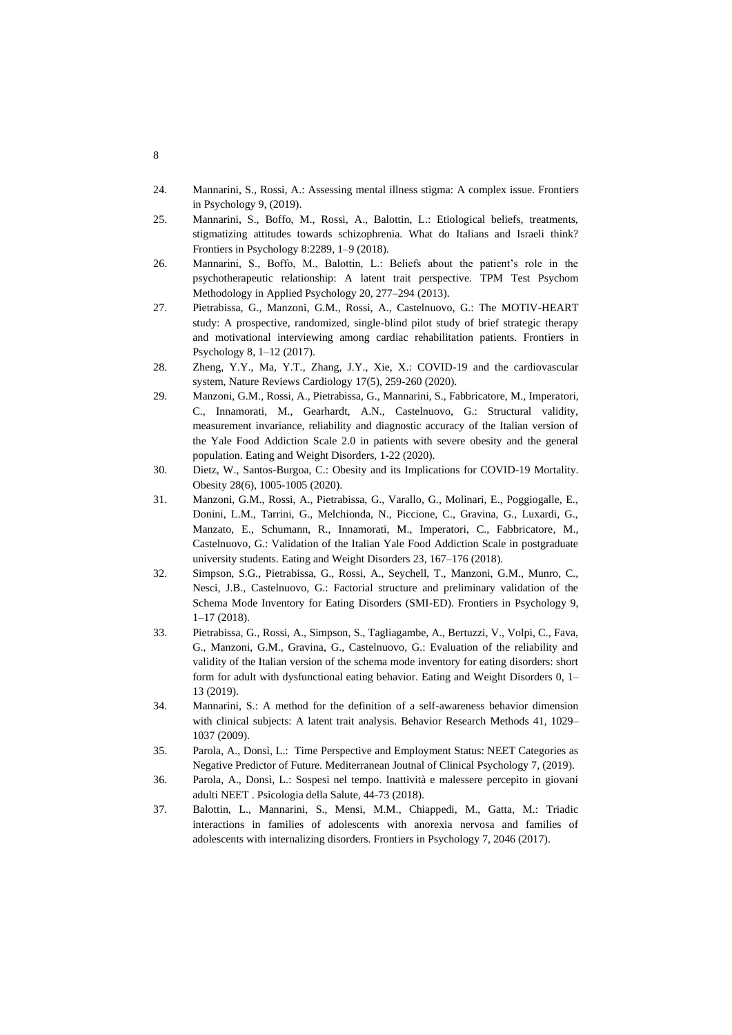24. Mannarini, S., Rossi, A.: Assessing mental illness stigma: A complex issue. Frontiers in Psychology 9, (2019).
25. Mannarini, S., Boffo, M., Rossi, A., Balottin, L.: Etiological beliefs, treatments, stigmatizing attitudes towards schizophrenia. What do Italians and Israeli think? Frontiers in Psychology 8:2289, 1–9 (2018).
26. Mannarini, S., Boffo, M., Balottin, L.: Beliefs about the patient's role in the psychotherapeutic relationship: A latent trait perspective. TPM Test Psychom Methodology in Applied Psychology 20, 277–294 (2013).
27. Pietrabissa, G., Manzoni, G.M., Rossi, A., Castelnuovo, G.: The MOTIV-HEART study: A prospective, randomized, single-blind pilot study of brief strategic therapy and motivational interviewing among cardiac rehabilitation patients. Frontiers in Psychology 8, 1–12 (2017).
28. Zheng, Y.Y., Ma, Y.T., Zhang, J.Y., Xie, X.: COVID-19 and the cardiovascular system, Nature Reviews Cardiology 17(5), 259-260 (2020).
29. Manzoni, G.M., Rossi, A., Pietrabissa, G., Mannarini, S., Fabbricatore, M., Imperatori, C., Innamorati, M., Gearhardt, A.N., Castelnuovo, G.: Structural validity, measurement invariance, reliability and diagnostic accuracy of the Italian version of the Yale Food Addiction Scale 2.0 in patients with severe obesity and the general population. Eating and Weight Disorders, 1-22 (2020).
30. Dietz, W., Santos-Burgoa, C.: Obesity and its Implications for COVID-19 Mortality. Obesity 28(6), 1005-1005 (2020).
31. Manzoni, G.M., Rossi, A., Pietrabissa, G., Varallo, G., Molinari, E., Poggiogalle, E., Donini, L.M., Tarrini, G., Melchionda, N., Piccione, C., Gravina, G., Luxardi, G., Manzato, E., Schumann, R., Innamorati, M., Imperatori, C., Fabbricatore, M., Castelnuovo, G.: Validation of the Italian Yale Food Addiction Scale in postgraduate university students. Eating and Weight Disorders 23, 167–176 (2018).
32. Simpson, S.G., Pietrabissa, G., Rossi, A., Seychell, T., Manzoni, G.M., Munro, C., Nesci, J.B., Castelnuovo, G.: Factorial structure and preliminary validation of the Schema Mode Inventory for Eating Disorders (SMI-ED). Frontiers in Psychology 9, 1–17 (2018).
33. Pietrabissa, G., Rossi, A., Simpson, S., Tagliagambe, A., Bertuzzi, V., Volpi, C., Fava, G., Manzoni, G.M., Gravina, G., Castelnuovo, G.: Evaluation of the reliability and validity of the Italian version of the schema mode inventory for eating disorders: short form for adult with dysfunctional eating behavior. Eating and Weight Disorders 0, 1–13 (2019).
34. Mannarini, S.: A method for the definition of a self-awareness behavior dimension with clinical subjects: A latent trait analysis. Behavior Research Methods 41, 1029–1037 (2009).
35. Parola, A., Donsì, L.: Time Perspective and Employment Status: NEET Categories as Negative Predictor of Future. Mediterranean Joutnal of Clinical Psychology 7, (2019).
36. Parola, A., Donsì, L.: Sospesi nel tempo. Inattività e malessere percepito in giovani adulti NEET . Psicologia della Salute, 44-73 (2018).
37. Balottin, L., Mannarini, S., Mensi, M.M., Chiappedi, M., Gatta, M.: Triadic interactions in families of adolescents with anorexia nervosa and families of adolescents with internalizing disorders. Frontiers in Psychology 7, 2046 (2017).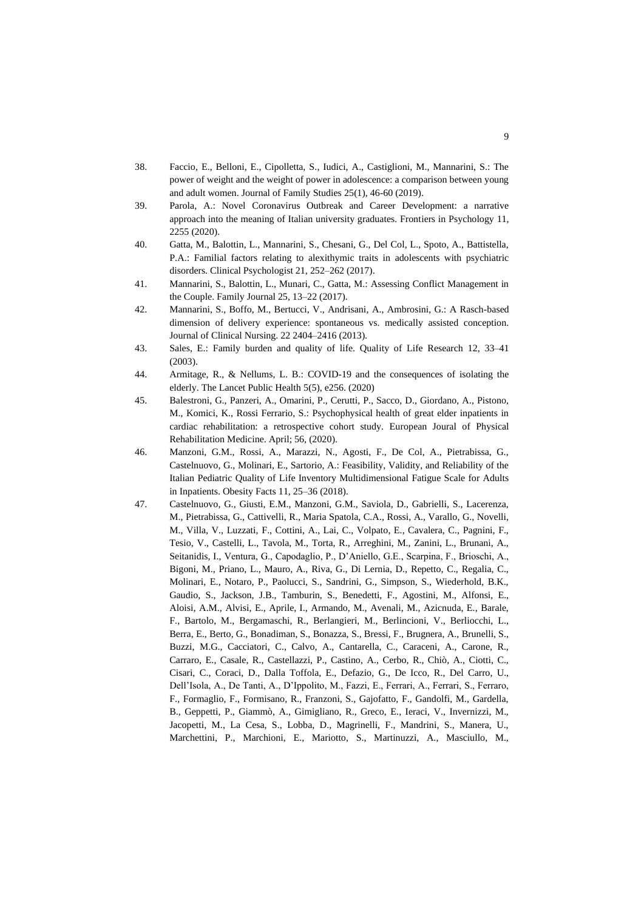38. Faccio, E., Belloni, E., Cipolletta, S., Iudici, A., Castiglioni, M., Mannarini, S.: The power of weight and the weight of power in adolescence: a comparison between young and adult women. Journal of Family Studies 25(1), 46-60 (2019).
39. Parola, A.: Novel Coronavirus Outbreak and Career Development: a narrative approach into the meaning of Italian university graduates. Frontiers in Psychology 11, 2255 (2020).
40. Gatta, M., Balottin, L., Mannarini, S., Chesani, G., Del Col, L., Spoto, A., Battistella, P.A.: Familial factors relating to alexithymic traits in adolescents with psychiatric disorders. Clinical Psychologist 21, 252–262 (2017).
41. Mannarini, S., Balottin, L., Munari, C., Gatta, M.: Assessing Conflict Management in the Couple. Family Journal 25, 13–22 (2017).
42. Mannarini, S., Boffo, M., Bertucci, V., Andrisani, A., Ambrosini, G.: A Rasch-based dimension of delivery experience: spontaneous vs. medically assisted conception. Journal of Clinical Nursing. 22 2404–2416 (2013).
43. Sales, E.: Family burden and quality of life. Quality of Life Research 12, 33–41 (2003).
44. Armitage, R., & Nellums, L. B.: COVID-19 and the consequences of isolating the elderly. The Lancet Public Health 5(5), e256. (2020)
45. Balestroni, G., Panzeri, A., Omarini, P., Cerutti, P., Sacco, D., Giordano, A., Pistono, M., Komici, K., Rossi Ferrario, S.: Psychophysical health of great elder inpatients in cardiac rehabilitation: a retrospective cohort study. European Joural of Physical Rehabilitation Medicine. April; 56, (2020).
46. Manzoni, G.M., Rossi, A., Marazzi, N., Agosti, F., De Col, A., Pietrabissa, G., Castelnuovo, G., Molinari, E., Sartorio, A.: Feasibility, Validity, and Reliability of the Italian Pediatric Quality of Life Inventory Multidimensional Fatigue Scale for Adults in Inpatients. Obesity Facts 11, 25–36 (2018).
47. Castelnuovo, G., Giusti, E.M., Manzoni, G.M., Saviola, D., Gabrielli, S., Lacerenza, M., Pietrabissa, G., Cattivelli, R., Maria Spatola, C.A., Rossi, A., Varallo, G., Novelli, M., Villa, V., Luzzati, F., Cottini, A., Lai, C., Volpato, E., Cavalera, C., Pagnini, F., Tesio, V., Castelli, L., Tavola, M., Torta, R., Arreghini, M., Zanini, L., Brunani, A., Seitanidis, I., Ventura, G., Capodaglio, P., D'Aniello, G.E., Scarpina, F., Brioschi, A., Bigoni, M., Priano, L., Mauro, A., Riva, G., Di Lernia, D., Repetto, C., Regalia, C., Molinari, E., Notaro, P., Paolucci, S., Sandrini, G., Simpson, S., Wiederhold, B.K., Gaudio, S., Jackson, J.B., Tamburin, S., Benedetti, F., Agostini, M., Alfonsi, E., Aloisi, A.M., Alvisi, E., Aprile, I., Armando, M., Avenali, M., Azicnuda, E., Barale, F., Bartolo, M., Bergamaschi, R., Berlangieri, M., Berlincioni, V., Berliocchi, L., Berra, E., Berto, G., Bonadiman, S., Bonazza, S., Bressi, F., Brugnera, A., Brunelli, S., Buzzi, M.G., Cacciatori, C., Calvo, A., Cantarella, C., Caraceni, A., Carone, R., Carraro, E., Casale, R., Castellazzi, P., Castino, A., Cerbo, R., Chiò, A., Ciotti, C., Cisari, C., Coraci, D., Dalla Toffola, E., Defazio, G., De Icco, R., Del Carro, U., Dell'Isola, A., De Tanti, A., D'Ippolito, M., Fazzi, E., Ferrari, A., Ferrari, S., Ferraro, F., Formaglio, F., Formisano, R., Franzoni, S., Gajofatto, F., Gandolfi, M., Gardella, B., Geppetti, P., Giammò, A., Gimigliano, R., Greco, E., Ieraci, V., Invernizzi, M., Jacopetti, M., La Cesa, S., Lobba, D., Magrinelli, F., Mandrini, S., Manera, U., Marchettini, P., Marchioni, E., Mariotto, S., Martinuzzi, A., Masciullo, M.,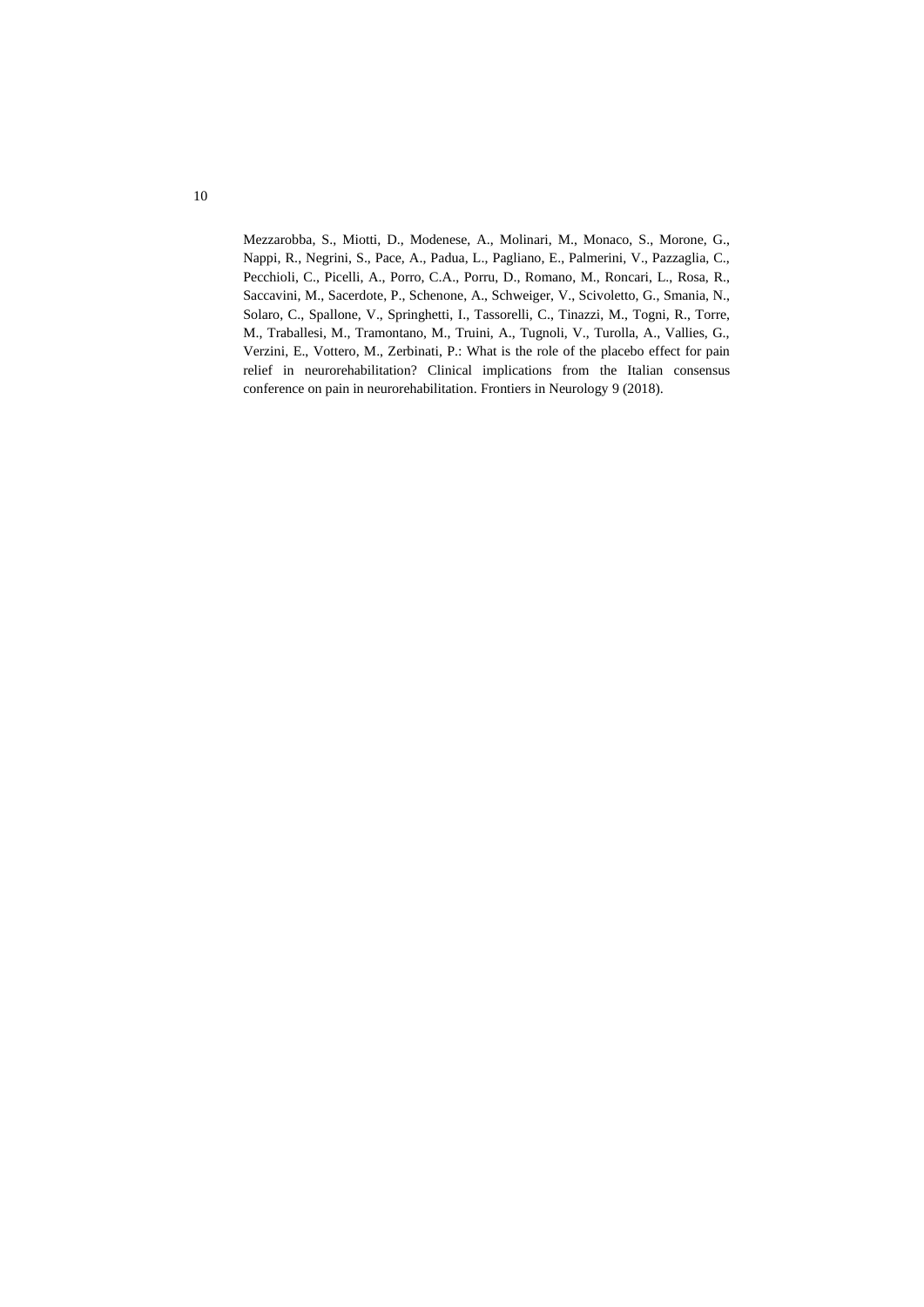Mezzarobba, S., Miotti, D., Modenese, A., Molinari, M., Monaco, S., Morone, G., Nappi, R., Negrini, S., Pace, A., Padua, L., Pagliano, E., Palmerini, V., Pazzaglia, C., Pecchioli, C., Picelli, A., Porro, C.A., Porru, D., Romano, M., Roncari, L., Rosa, R., Saccavini, M., Sacerdote, P., Schenone, A., Schweiger, V., Scivoletto, G., Smania, N., Solaro, C., Spallone, V., Springhetti, I., Tassorelli, C., Tinazzi, M., Togni, R., Torre, M., Traballesi, M., Tramontano, M., Truini, A., Tugnoli, V., Turolla, A., Vallies, G., Verzini, E., Vottero, M., Zerbinati, P.: What is the role of the placebo effect for pain relief in neurorehabilitation? Clinical implications from the Italian consensus conference on pain in neurorehabilitation. Frontiers in Neurology 9 (2018).